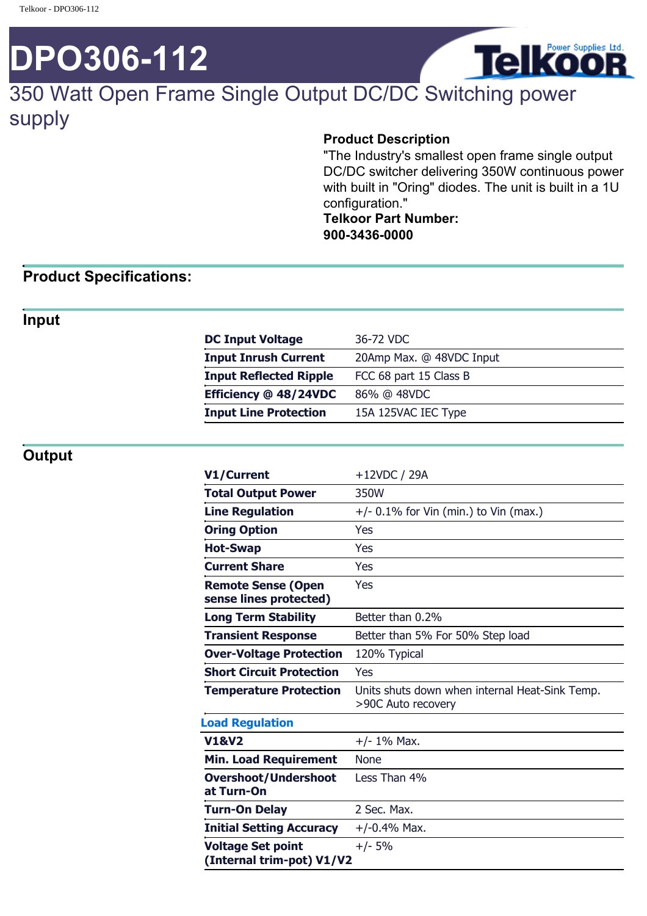# DPO306-112

## 350 Watt Open Frame Single Output DC/DC Switching power supply

**Product Description**
"The Industry's smallest open frame single output DC/DC switcher delivering 350W continuous power with built in "Oring" diodes. The unit is built in a 1U configuration."
**Telkoor Part Number:**
**900-3436-0000**

## Product Specifications:

### Input

| | |
|---|---|
| **DC Input Voltage** | 36-72 VDC |
| **Input Inrush Current** | 20Amp Max. @ 48VDC Input |
| **Input Reflected Ripple** | FCC 68 part 15 Class B |
| **Efficiency @ 48/24VDC** | 86% @ 48VDC |
| **Input Line Protection** | 15A 125VAC IEC Type |

### Output

| | |
|---|---|
| **V1/Current** | +12VDC / 29A |
| **Total Output Power** | 350W |
| **Line Regulation** | +/- 0.1% for Vin (min.) to Vin (max.) |
| **Oring Option** | Yes |
| **Hot-Swap** | Yes |
| **Current Share** | Yes |
| **Remote Sense (Open sense lines protected)** | Yes |
| **Long Term Stability** | Better than 0.2% |
| **Transient Response** | Better than 5% For 50% Step load |
| **Over-Voltage Protection** | 120% Typical |
| **Short Circuit Protection** | Yes |
| **Temperature Protection** | Units shuts down when internal Heat-Sink Temp. >90C Auto recovery |
| **Load Regulation** | |
| **V1&V2** | +/- 1% Max. |
| **Min. Load Requirement** | None |
| **Overshoot/Undershoot at Turn-On** | Less Than 4% |
| **Turn-On Delay** | 2 Sec. Max. |
| **Initial Setting Accuracy** | +/-0.4% Max. |
| **Voltage Set point (Internal trim-pot) V1/V2** | +/- 5% |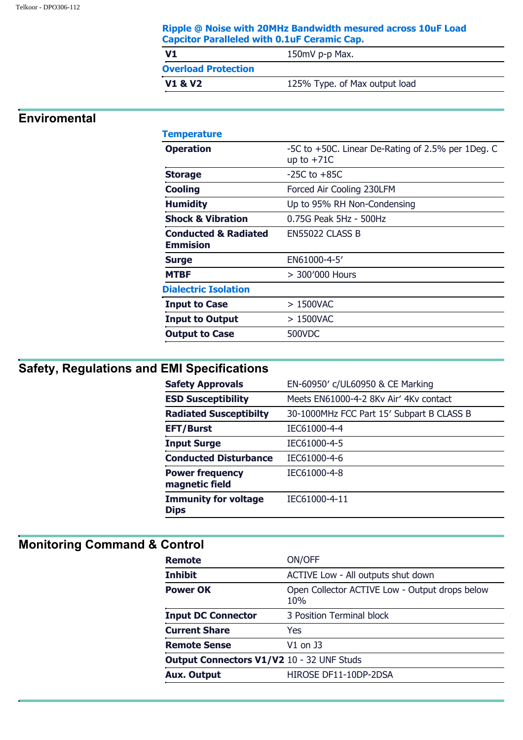**Ripple @ Noise with 20MHz Bandwidth mesured across 10uF Load Capcitor Paralleled with 0.1uF Ceramic Cap.**

| | |
|---|---|
| **V1** | 150mV p-p Max. |

**Overload Protection**

| | |
|---|---|
| **V1 & V2** | 125% Type. of Max output load |

## Enviromental

**Temperature**

| | |
|---|---|
| **Operation** | -5C to +50C. Linear De-Rating of 2.5% per 1Deg. C up to +71C |
| **Storage** | -25C to +85C |
| **Cooling** | Forced Air Cooling 230LFM |
| **Humidity** | Up to 95% RH Non-Condensing |
| **Shock & Vibration** | 0.75G Peak 5Hz - 500Hz |
| **Conducted & Radiated Emmision** | EN55022 CLASS B |
| **Surge** | EN61000-4-5' |
| **MTBF** | > 300'000 Hours |

**Dialectric Isolation**

| | |
|---|---|
| **Input to Case** | > 1500VAC |
| **Input to Output** | > 1500VAC |
| **Output to Case** | 500VDC |

## Safety, Regulations and EMI Specifications

| | |
|---|---|
| **Safety Approvals** | EN-60950' c/UL60950 & CE Marking |
| **ESD Susceptibility** | Meets EN61000-4-2 8Kv Air' 4Kv contact |
| **Radiated Susceptibilty** | 30-1000MHz FCC Part 15' Subpart B CLASS B |
| **EFT/Burst** | IEC61000-4-4 |
| **Input Surge** | IEC61000-4-5 |
| **Conducted Disturbance** | IEC61000-4-6 |
| **Power frequency magnetic field** | IEC61000-4-8 |
| **Immunity for voltage Dips** | IEC61000-4-11 |

## Monitoring Command & Control

| | |
|---|---|
| **Remote** | ON/OFF |
| **Inhibit** | ACTIVE Low - All outputs shut down |
| **Power OK** | Open Collector ACTIVE Low - Output drops below 10% |
| **Input DC Connector** | 3 Position Terminal block |
| **Current Share** | Yes |
| **Remote Sense** | V1 on J3 |
| **Output Connectors V1/V2** | 10 - 32 UNF Studs |
| **Aux. Output** | HIROSE DF11-10DP-2DSA |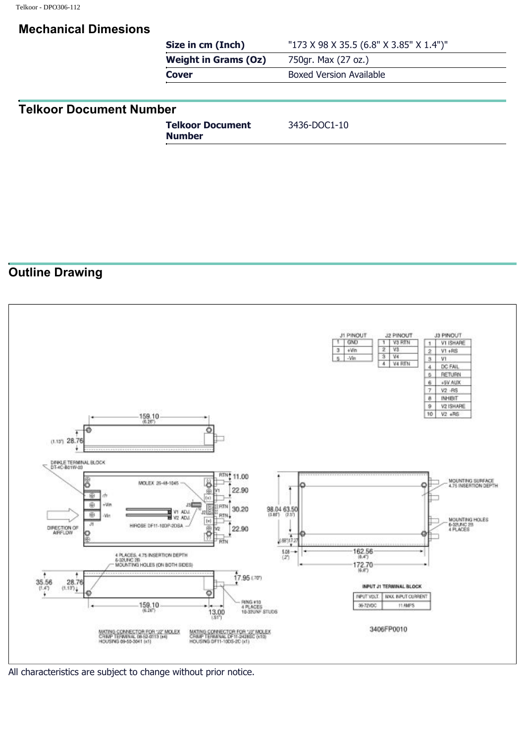## Mechanical Dimesions

| | |
|---|---|
| **Size in cm (Inch)** | "173 X 98 X 35.5 (6.8" X 3.85" X 1.4")" |
| **Weight in Grams (Oz)** | 750gr. Max (27 oz.) |
| **Cover** | Boxed Version Available |

## Telkoor Document Number

| | |
|---|---|
| **Telkoor Document Number** | 3436-DOC1-10 |

## Outline Drawing

J1 PINOUT

| | |
|---|---|
| 1 | GND |
| 3 | +Vin |
| 5 | -Vin |

J2 PINOUT

| | |
|---|---|
| 1 | V3 RTN |
| 2 | V3 |
| 3 | V4 |
| 4 | V4 RTN |

J3 PINOUT

| | |
|---|---|
| 1 | V1 ISHARE |
| 2 | V1 +RS |
| 3 | V1 |
| 4 | DC FAIL |
| 5 | RETURN |
| 6 | +5V AUX |
| 7 | V2 -RS |
| 8 | INHIBIT |
| 9 | V2 ISHARE |
| 10 | V2 +RS |

159.10 (6.26")

(1.13") 28.76

DINKLE TERMINAL BLOCK DT-4C-B01W-03

MOLEX 26-48-1045

J3

V1 ADJ.

V2 ADJ.

HIROSE DF11-10DP-2DSA

DIRECTION OF AIRFLOW

J1

J2

RTN 11.00

V1 22.90

RTN 30.20

RTN

V2 22.90

RTN

98.04 (3.86") 63.50 (2.5")

(.68") 17.27

5.08 (.2")

162.56 (6.4")

172.70 (6.8")

MOUNTING SURFACE 4.75 INSERTION DEPTH

MOUNTING HOLES 6-32UNC 2B 4 PLACES

4 PLACES, 4.75 INSERTION DEPTH 6-32UNC 2B MOUNTING HOLES (ON BOTH SIDES)

35.56 (1.4")

28.76 (1.13")

17.95 (.70")

159.10 (6.26")

13.00 (.51")

RING #10 4 PLACES 10-32UNF STUDS

INPUT J1 TERMINAL BLOCK

| INPUT VOLT. | MAX. INPUT CURRENT |
|---|---|
| 36-72VDC | 11 AMPS |

MATING CONNECTOR FOR "J2" MOLEX CRIMP TERMINAL 08-52-0113 (x4) HOUSING 09-50-3041 (x1)

MATING CONNECTOR FOR "J3" MOLEX CRIMP TERMINAL DF11-2428SC (x10) HOUSING DF11-10DS-2C (x1)

3406FP0010

All characteristics are subject to change without prior notice.